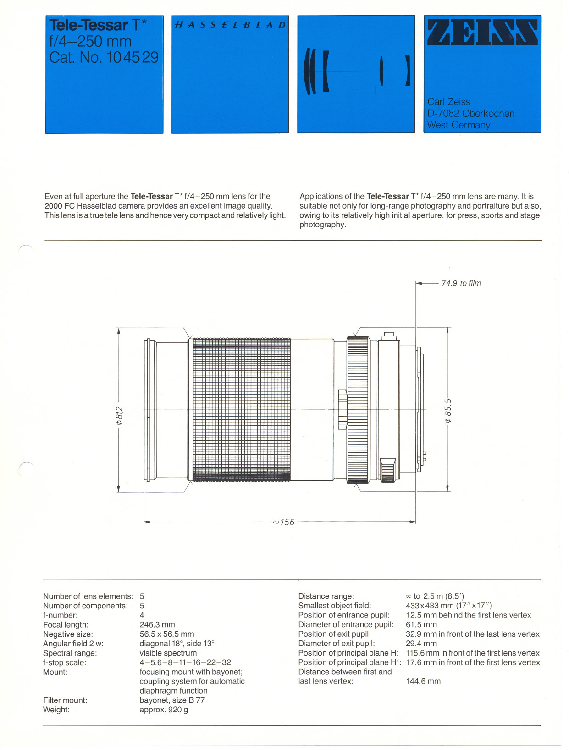# Tele-Tessar T* f/4–250 mm Cat. No. 104529

HASSELBLAD

ZEISS

Carl Zeiss
D-7082 Oberkochen
West Germany

Even at full aperture the **Tele-Tessar** T* f/4–250 mm lens for the 2000 FC Hasselblad camera provides an excellent image quality. This lens is a true tele lens and hence very compact and relatively light.

Applications of the **Tele-Tessar** T* f/4–250 mm lens are many. It is suitable not only for long-range photography and portraiture but also, owing to its relatively high initial aperture, for press, sports and stage photography.

74.9 to film

ϕ 81.2

ϕ 85.5

~156

| | |
|---|---|
| Number of lens elements: | 5 |
| Number of components: | 5 |
| f-number: | 4 |
| Focal length: | 246.3 mm |
| Negative size: | 56.5 x 56.5 mm |
| Angular field 2 w: | diagonal 18°, side 13° |
| Spectral range: | visible spectrum |
| f-stop scale: | 4–5.6–8–11–16–22–32 |
| Mount: | focusing mount with bayonet; coupling system for automatic diaphragm function |
| Filter mount: | bayonet, size B 77 |
| Weight: | approx. 920 g |

| | |
|---|---|
| Distance range: | ∞ to 2.5 m (8.5′) |
| Smallest object field: | 433x433 mm (17″x17″) |
| Position of entrance pupil: | 12.5 mm behind the first lens vertex |
| Diameter of entrance pupil: | 61.5 mm |
| Position of exit pupil: | 32.9 mm in front of the last lens vertex |
| Diameter of exit pupil: | 29.4 mm |
| Position of principal plane H: | 115.6 mm in front of the first lens vertex |
| Position of principal plane H′: | 17.6 mm in front of the first lens vertex |
| Distance between first and last lens vertex: | 144.6 mm |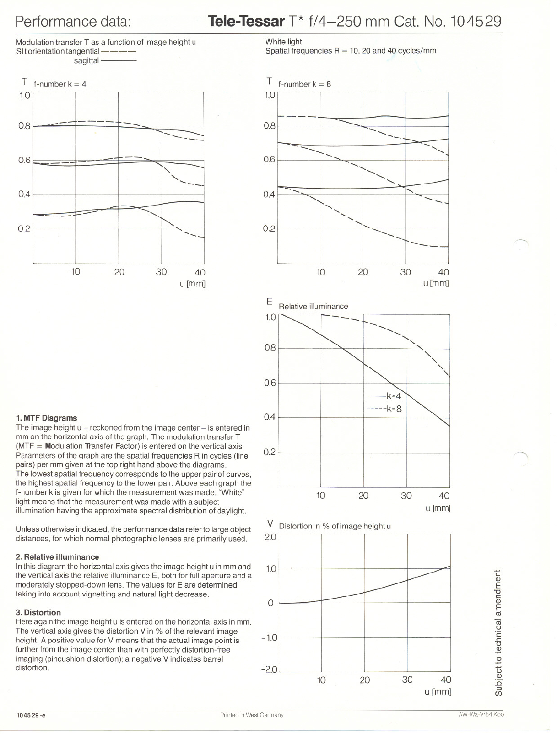# Performance data: **Tele-Tessar** T* f/4–250 mm Cat. No. 10 45 29

Modulation transfer T as a function of image height u
Slit orientation tangential – – – –
sagittal ————

White light
Spatial frequencies R = 10, 20 and 40 cycles/mm

T f-number k = 4
1.0
0.8
0.6
0.4
0.2
10 20 30 40
u [mm]

T f-number k = 8
1.0
0.8
0.6
0.4
0.2
10 20 30 40
u [mm]

E Relative illuminance
1.0
0.8
0.6
0.4
0.2
—— k=4
----- k=8
10 20 30 40
u [mm]

V Distortion in % of image height u
2.0
1.0
0
-1.0
-2.0
10 20 30 40
u [mm]

### 1. MTF Diagrams

The image height u – reckoned from the image center – is entered in mm on the horizontal axis of the graph. The modulation transfer T (MTF = **M**odulation **T**ransfer **F**actor) is entered on the vertical axis. Parameters of the graph are the spatial frequencies R in cycles (line pairs) per mm given at the top right hand above the diagrams.
The lowest spatial frequency corresponds to the upper pair of curves, the highest spatial frequency to the lower pair. Above each graph the f-number k is given for which the measurement was made. "White" light means that the measurement was made with a subject illumination having the approximate spectral distribution of daylight.

Unless otherwise indicated, the performance data refer to large object distances, for which normal photographic lenses are primarily used.

### 2. Relative illuminance

In this diagram the horizontal axis gives the image height u in mm and the vertical axis the relative illuminance E, both for full aperture and a moderately stopped-down lens. The values for E are determined taking into account vignetting and natural light decrease.

### 3. Distortion

Here again the image height u is entered on the horizontal axis in mm. The vertical axis gives the distortion V in % of the relevant image height. A positive value for V means that the actual image point is further from the image center than with perfectly distortion-free imaging (pincushion distortion); a negative V indicates barrel distortion.

Subject to technical amendment

10 45 29 -e

Printed in West Germany

AW-Wa-V/84 Koo